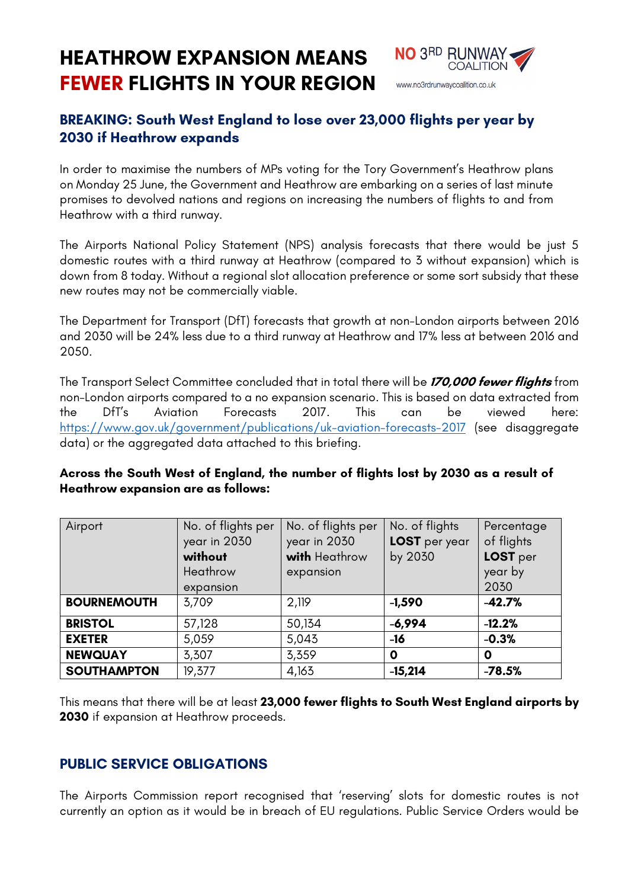# HEATHROW EXPANSION MEANS FEWER FLIGHTS IN YOUR REGION

NO 3RD RUNWAY COALITION

www.no3rdrunwaycoalition.co.uk

## BREAKING: South West England to lose over 23,000 flights per year by 2030 if Heathrow expands

In order to maximise the numbers of MPs voting for the Tory Government's Heathrow plans on Monday 25 June, the Government and Heathrow are embarking on a series of last minute promises to devolved nations and regions on increasing the numbers of flights to and from Heathrow with a third runway.

The Airports National Policy Statement (NPS) analysis forecasts that there would be just 5 domestic routes with a third runway at Heathrow (compared to 3 without expansion) which is down from 8 today. Without a regional slot allocation preference or some sort subsidy that these new routes may not be commercially viable.

The Department for Transport (DfT) forecasts that growth at non-London airports between 2016 and 2030 will be 24% less due to a third runway at Heathrow and 17% less at between 2016 and 2050.

The Transport Select Committee concluded that in total there will be ***170,000 fewer flights*** from non-London airports compared to a no expansion scenario. This is based on data extracted from the DfT's Aviation Forecasts 2017. This can be viewed here: https://www.gov.uk/government/publications/uk-aviation-forecasts-2017 (see disaggregate data) or the aggregated data attached to this briefing.

**Across the South West of England, the number of flights lost by 2030 as a result of Heathrow expansion are as follows:**

| Airport | No. of flights per year in 2030 **without** Heathrow expansion | No. of flights per year in 2030 **with** Heathrow expansion | No. of flights **LOST** per year by 2030 | Percentage of flights **LOST** per year by 2030 |
|---|---|---|---|---|
| **BOURNEMOUTH** | 3,709 | 2,119 | **-1,590** | **-42.7%** |
| **BRISTOL** | 57,128 | 50,134 | **-6,994** | **-12.2%** |
| **EXETER** | 5,059 | 5,043 | **-16** | **-0.3%** |
| **NEWQUAY** | 3,307 | 3,359 | **0** | **0** |
| **SOUTHAMPTON** | 19,377 | 4,163 | **-15,214** | **-78.5%** |

This means that there will be at least **23,000 fewer flights to South West England airports by 2030** if expansion at Heathrow proceeds.

## PUBLIC SERVICE OBLIGATIONS

The Airports Commission report recognised that 'reserving' slots for domestic routes is not currently an option as it would be in breach of EU regulations. Public Service Orders would be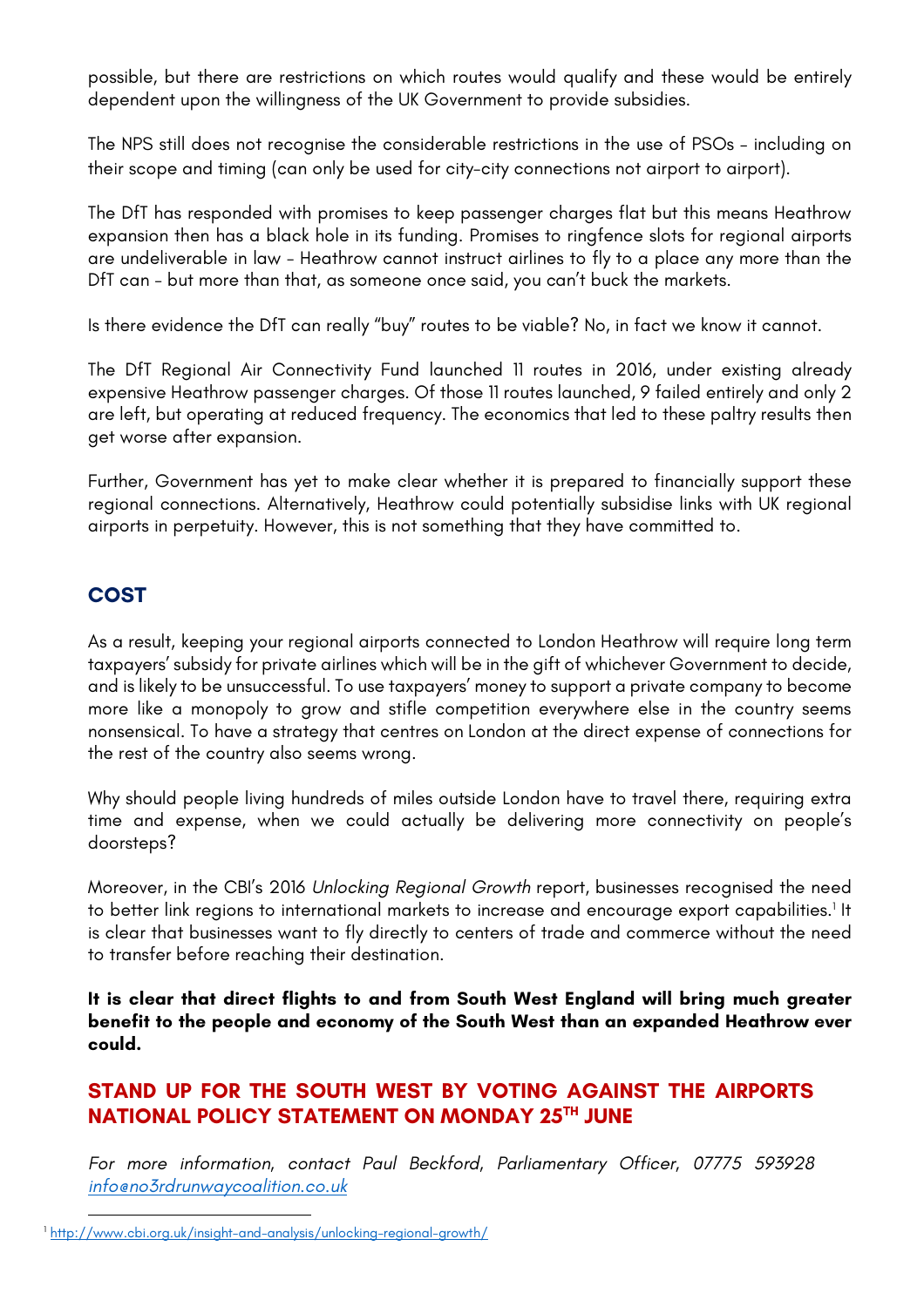possible, but there are restrictions on which routes would qualify and these would be entirely dependent upon the willingness of the UK Government to provide subsidies.

The NPS still does not recognise the considerable restrictions in the use of PSOs – including on their scope and timing (can only be used for city-city connections not airport to airport).

The DfT has responded with promises to keep passenger charges flat but this means Heathrow expansion then has a black hole in its funding. Promises to ringfence slots for regional airports are undeliverable in law – Heathrow cannot instruct airlines to fly to a place any more than the DfT can – but more than that, as someone once said, you can't buck the markets.

Is there evidence the DfT can really "buy" routes to be viable? No, in fact we know it cannot.

The DfT Regional Air Connectivity Fund launched 11 routes in 2016, under existing already expensive Heathrow passenger charges. Of those 11 routes launched, 9 failed entirely and only 2 are left, but operating at reduced frequency. The economics that led to these paltry results then get worse after expansion.

Further, Government has yet to make clear whether it is prepared to financially support these regional connections. Alternatively, Heathrow could potentially subsidise links with UK regional airports in perpetuity. However, this is not something that they have committed to.

## COST

As a result, keeping your regional airports connected to London Heathrow will require long term taxpayers' subsidy for private airlines which will be in the gift of whichever Government to decide, and is likely to be unsuccessful. To use taxpayers' money to support a private company to become more like a monopoly to grow and stifle competition everywhere else in the country seems nonsensical. To have a strategy that centres on London at the direct expense of connections for the rest of the country also seems wrong.

Why should people living hundreds of miles outside London have to travel there, requiring extra time and expense, when we could actually be delivering more connectivity on people's doorsteps?

Moreover, in the CBI's 2016 *Unlocking Regional Growth* report, businesses recognised the need to better link regions to international markets to increase and encourage export capabilities.[1] It is clear that businesses want to fly directly to centers of trade and commerce without the need to transfer before reaching their destination.

**It is clear that direct flights to and from South West England will bring much greater benefit to the people and economy of the South West than an expanded Heathrow ever could.**

## STAND UP FOR THE SOUTH WEST BY VOTING AGAINST THE AIRPORTS NATIONAL POLICY STATEMENT ON MONDAY 25TH JUNE

*For more information, contact Paul Beckford, Parliamentary Officer, 07775 593928 info@no3rdrunwaycoalition.co.uk*

[1] http://www.cbi.org.uk/insight-and-analysis/unlocking-regional-growth/